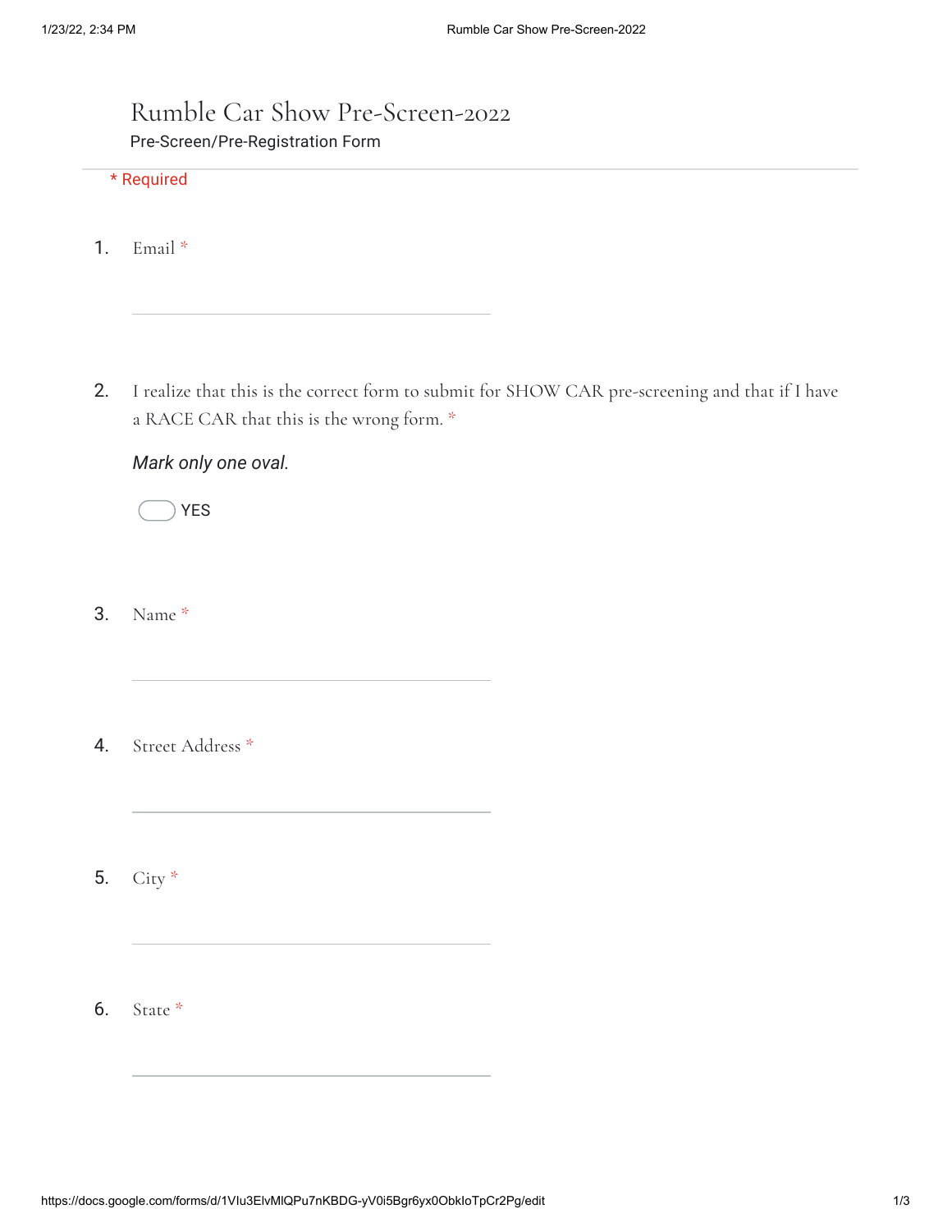# Rumble Car Show Pre-Screen-2022

Pre-Screen/Pre-Registration Form

* Required

1. Email *

\_\_\_\_\_\_\_\_\_\_\_\_\_\_\_\_\_\_\_\_\_\_\_\_\_\_\_\_\_\_\_\_

2. I realize that this is the correct form to submit for SHOW CAR pre-screening and that if I have a RACE CAR that this is the wrong form. *

*Mark only one oval.*

- ◯ YES

3. Name *

\_\_\_\_\_\_\_\_\_\_\_\_\_\_\_\_\_\_\_\_\_\_\_\_\_\_\_\_\_\_\_\_

4. Street Address *

\_\_\_\_\_\_\_\_\_\_\_\_\_\_\_\_\_\_\_\_\_\_\_\_\_\_\_\_\_\_\_\_

5. City *

\_\_\_\_\_\_\_\_\_\_\_\_\_\_\_\_\_\_\_\_\_\_\_\_\_\_\_\_\_\_\_\_

6. State *

\_\_\_\_\_\_\_\_\_\_\_\_\_\_\_\_\_\_\_\_\_\_\_\_\_\_\_\_\_\_\_\_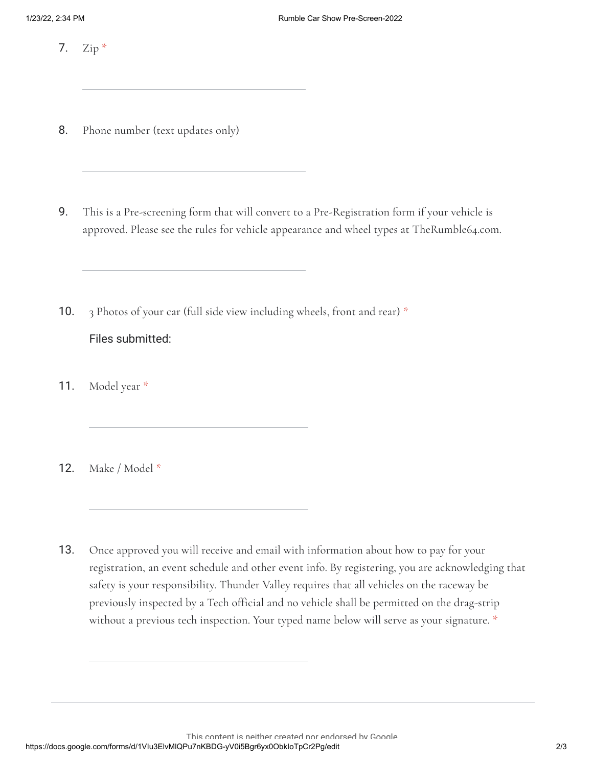7. Zip *

8. Phone number (text updates only)

9. This is a Pre-screening form that will convert to a Pre-Registration form if your vehicle is approved. Please see the rules for vehicle appearance and wheel types at TheRumble64.com.

10. 3 Photos of your car (full side view including wheels, front and rear) *

    Files submitted:

11. Model year *

12. Make / Model *

13. Once approved you will receive and email with information about how to pay for your registration, an event schedule and other event info. By registering, you are acknowledging that safety is your responsibility. Thunder Valley requires that all vehicles on the raceway be previously inspected by a Tech official and no vehicle shall be permitted on the drag-strip without a previous tech inspection. Your typed name below will serve as your signature. *

This content is neither created nor endorsed by Google.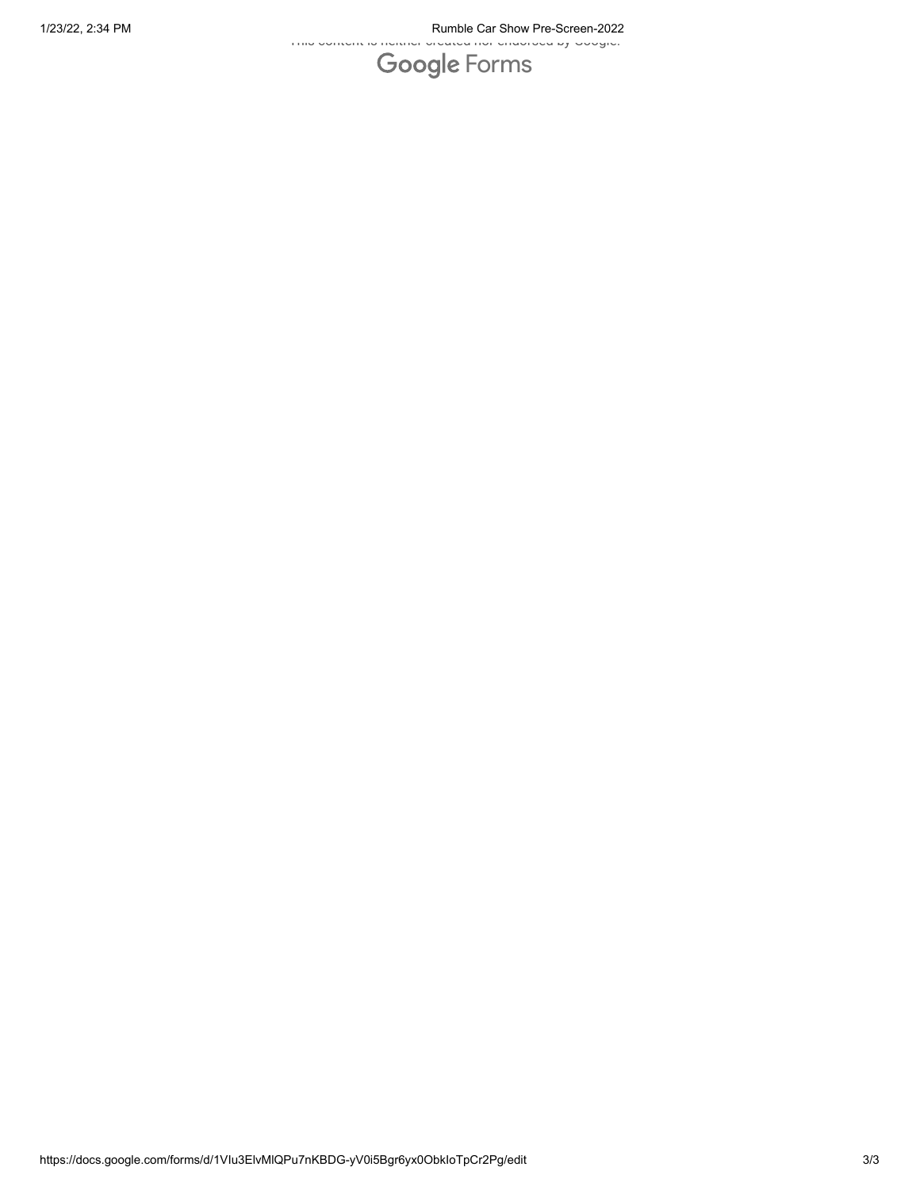This content is neither created nor endorsed by Google.

Google Forms